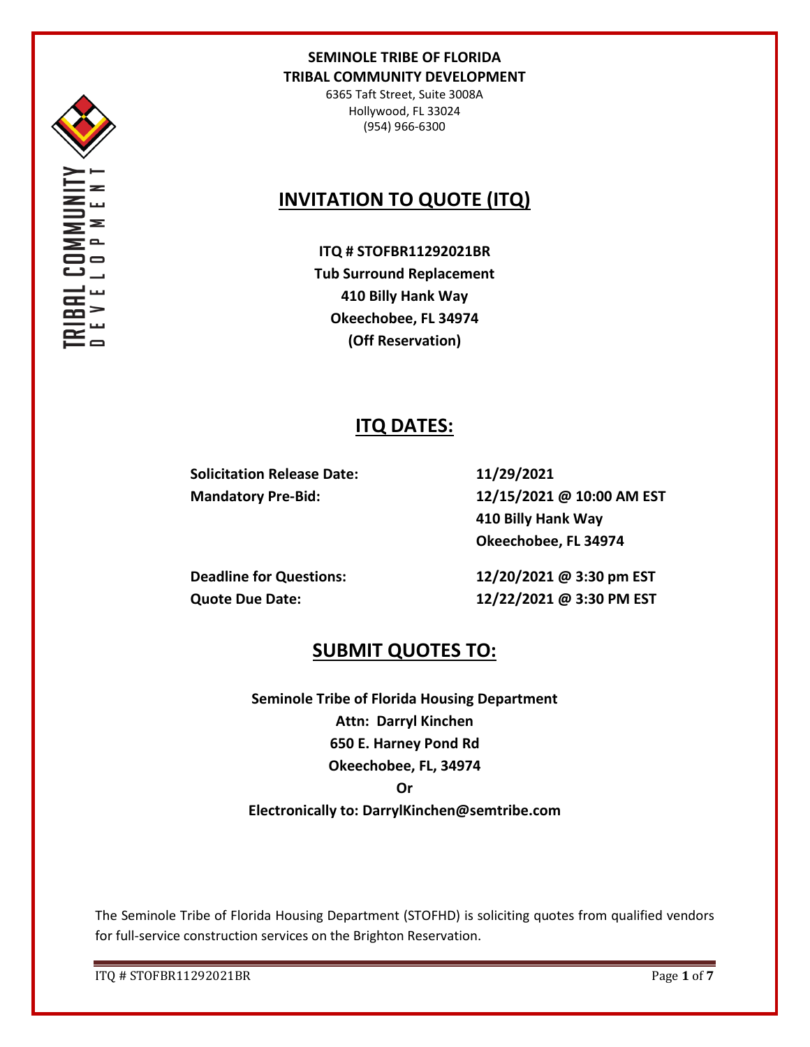**SEMINOLE TRIBE OF FLORIDA**
**TRIBAL COMMUNITY DEVELOPMENT**

6365 Taft Street, Suite 3008A
Hollywood, FL 33024
(954) 966-6300

# INVITATION TO QUOTE (ITQ)

**ITQ # STOFBR11292021BR**
**Tub Surround Replacement**
**410 Billy Hank Way**
**Okeechobee, FL 34974**
**(Off Reservation)**

## ITQ DATES:

| | |
|---|---|
| **Solicitation Release Date:** | **11/29/2021** |
| **Mandatory Pre-Bid:** | **12/15/2021 @ 10:00 AM EST**<br>**410 Billy Hank Way**<br>**Okeechobee, FL 34974** |
| **Deadline for Questions:** | **12/20/2021 @ 3:30 pm EST** |
| **Quote Due Date:** | **12/22/2021 @ 3:30 PM EST** |

## SUBMIT QUOTES TO:

**Seminole Tribe of Florida Housing Department**
**Attn: Darryl Kinchen**
**650 E. Harney Pond Rd**
**Okeechobee, FL, 34974**
**Or**
**Electronically to: DarrylKinchen@semtribe.com**

The Seminole Tribe of Florida Housing Department (STOFHD) is soliciting quotes from qualified vendors for full-service construction services on the Brighton Reservation.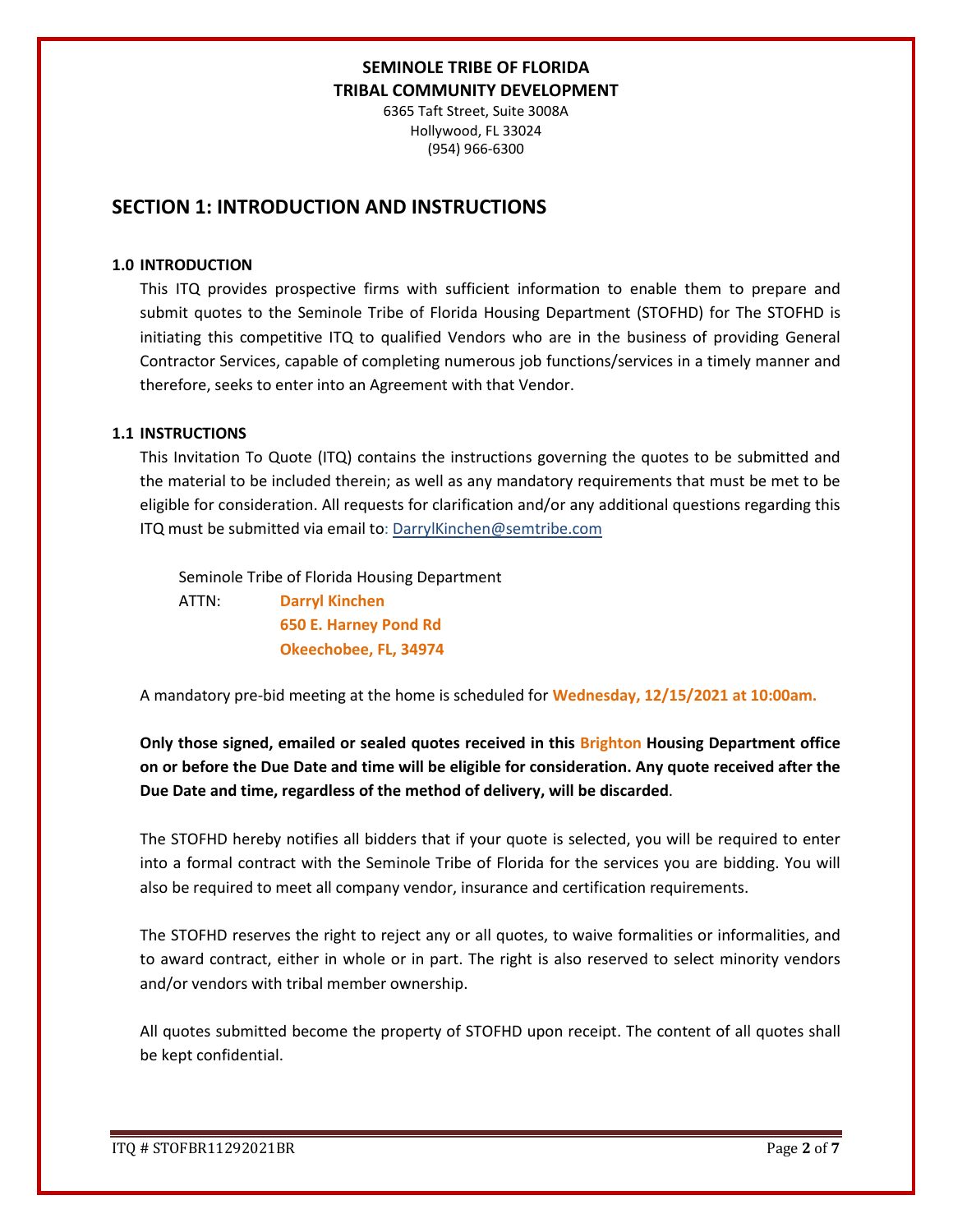**SEMINOLE TRIBE OF FLORIDA**
**TRIBAL COMMUNITY DEVELOPMENT**
6365 Taft Street, Suite 3008A
Hollywood, FL 33024
(954) 966-6300

## SECTION 1: INTRODUCTION AND INSTRUCTIONS

### 1.0 INTRODUCTION

This ITQ provides prospective firms with sufficient information to enable them to prepare and submit quotes to the Seminole Tribe of Florida Housing Department (STOFHD) for The STOFHD is initiating this competitive ITQ to qualified Vendors who are in the business of providing General Contractor Services, capable of completing numerous job functions/services in a timely manner and therefore, seeks to enter into an Agreement with that Vendor.

### 1.1 INSTRUCTIONS

This Invitation To Quote (ITQ) contains the instructions governing the quotes to be submitted and the material to be included therein; as well as any mandatory requirements that must be met to be eligible for consideration. All requests for clarification and/or any additional questions regarding this ITQ must be submitted via email to: DarrylKinchen@semtribe.com

Seminole Tribe of Florida Housing Department
ATTN: **Darryl Kinchen**
**650 E. Harney Pond Rd**
**Okeechobee, FL, 34974**

A mandatory pre-bid meeting at the home is scheduled for **Wednesday, 12/15/2021 at 10:00am.**

**Only those signed, emailed or sealed quotes received in this Brighton Housing Department office on or before the Due Date and time will be eligible for consideration. Any quote received after the Due Date and time, regardless of the method of delivery, will be discarded**.

The STOFHD hereby notifies all bidders that if your quote is selected, you will be required to enter into a formal contract with the Seminole Tribe of Florida for the services you are bidding. You will also be required to meet all company vendor, insurance and certification requirements.

The STOFHD reserves the right to reject any or all quotes, to waive formalities or informalities, and to award contract, either in whole or in part. The right is also reserved to select minority vendors and/or vendors with tribal member ownership.

All quotes submitted become the property of STOFHD upon receipt. The content of all quotes shall be kept confidential.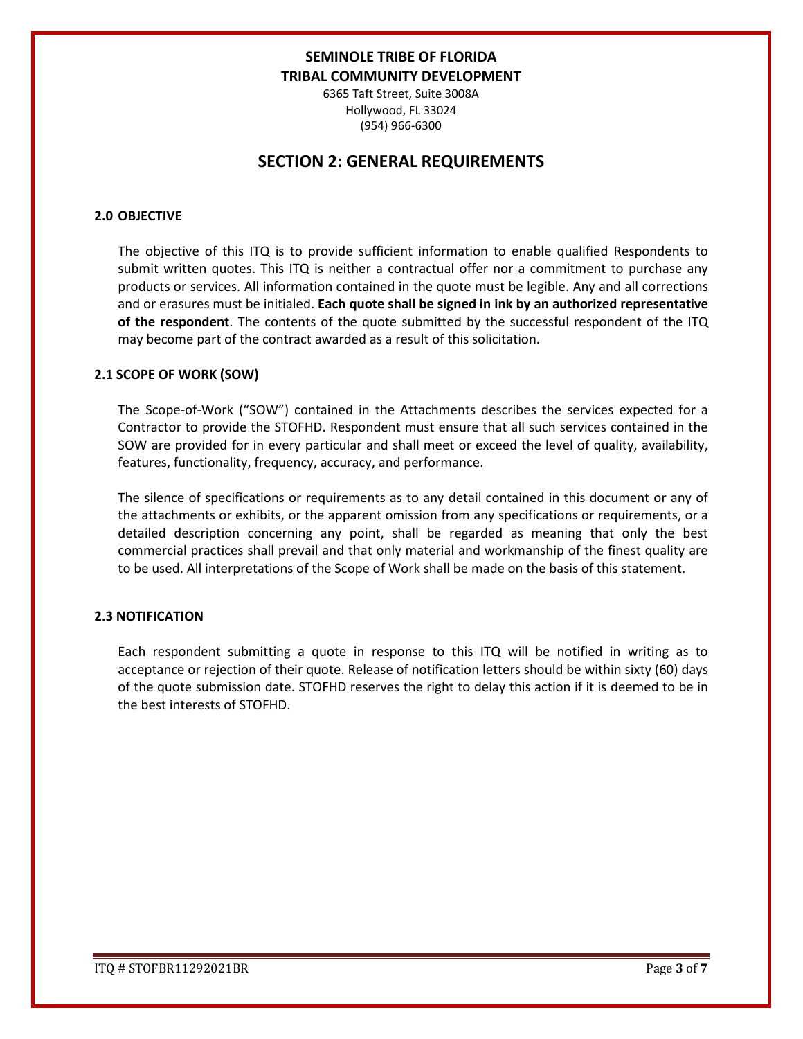**SEMINOLE TRIBE OF FLORIDA**
**TRIBAL COMMUNITY DEVELOPMENT**
6365 Taft Street, Suite 3008A
Hollywood, FL 33024
(954) 966-6300

# SECTION 2: GENERAL REQUIREMENTS

### 2.0 OBJECTIVE

The objective of this ITQ is to provide sufficient information to enable qualified Respondents to submit written quotes. This ITQ is neither a contractual offer nor a commitment to purchase any products or services. All information contained in the quote must be legible. Any and all corrections and or erasures must be initialed. **Each quote shall be signed in ink by an authorized representative of the respondent**. The contents of the quote submitted by the successful respondent of the ITQ may become part of the contract awarded as a result of this solicitation.

### 2.1 SCOPE OF WORK (SOW)

The Scope-of-Work ("SOW") contained in the Attachments describes the services expected for a Contractor to provide the STOFHD. Respondent must ensure that all such services contained in the SOW are provided for in every particular and shall meet or exceed the level of quality, availability, features, functionality, frequency, accuracy, and performance.

The silence of specifications or requirements as to any detail contained in this document or any of the attachments or exhibits, or the apparent omission from any specifications or requirements, or a detailed description concerning any point, shall be regarded as meaning that only the best commercial practices shall prevail and that only material and workmanship of the finest quality are to be used. All interpretations of the Scope of Work shall be made on the basis of this statement.

### 2.3 NOTIFICATION

Each respondent submitting a quote in response to this ITQ will be notified in writing as to acceptance or rejection of their quote. Release of notification letters should be within sixty (60) days of the quote submission date. STOFHD reserves the right to delay this action if it is deemed to be in the best interests of STOFHD.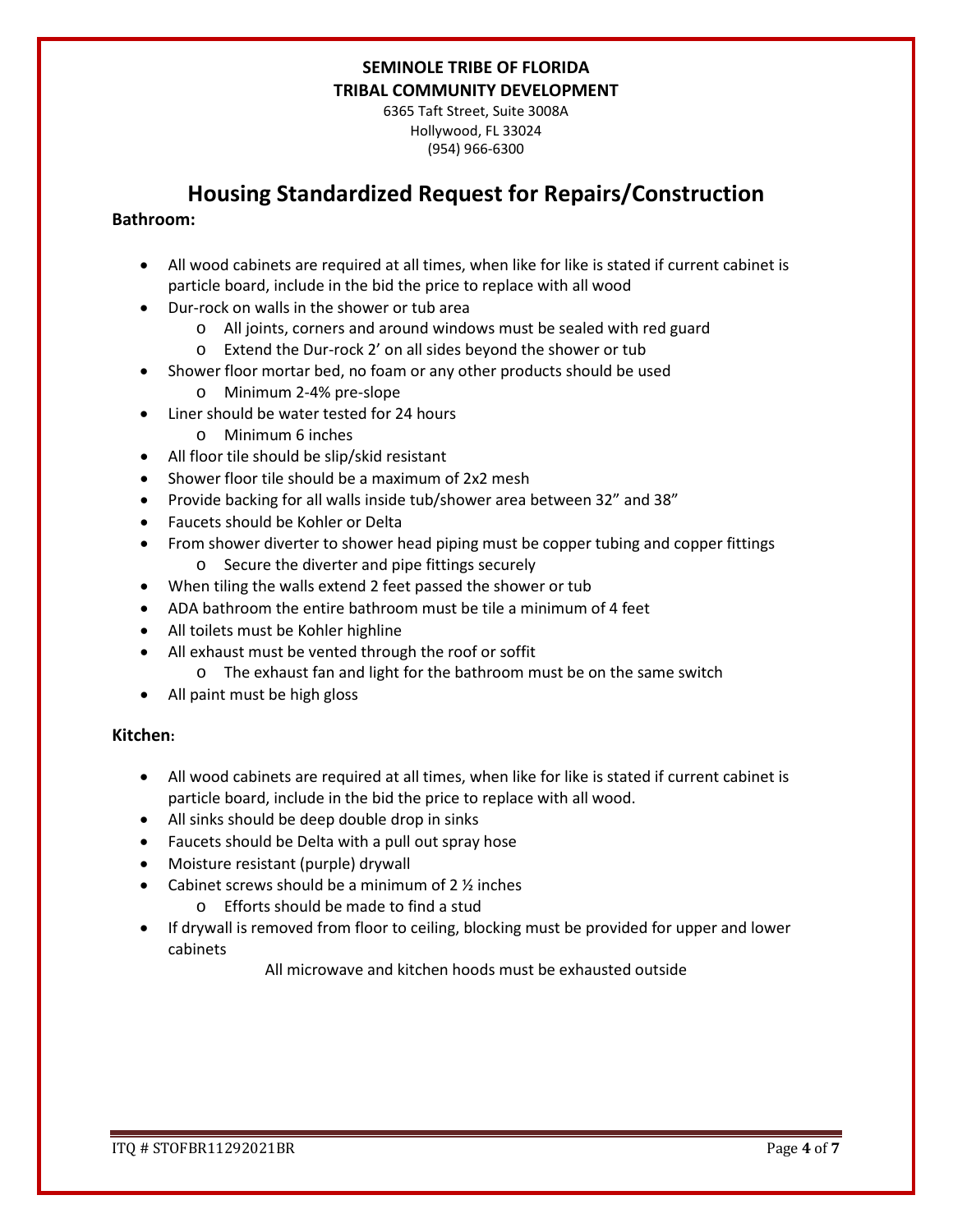**SEMINOLE TRIBE OF FLORIDA**
**TRIBAL COMMUNITY DEVELOPMENT**
6365 Taft Street, Suite 3008A
Hollywood, FL 33024
(954) 966-6300

# Housing Standardized Request for Repairs/Construction

**Bathroom:**

- All wood cabinets are required at all times, when like for like is stated if current cabinet is particle board, include in the bid the price to replace with all wood
- Dur-rock on walls in the shower or tub area
  - All joints, corners and around windows must be sealed with red guard
  - Extend the Dur-rock 2' on all sides beyond the shower or tub
- Shower floor mortar bed, no foam or any other products should be used
  - Minimum 2-4% pre-slope
- Liner should be water tested for 24 hours
  - Minimum 6 inches
- All floor tile should be slip/skid resistant
- Shower floor tile should be a maximum of 2x2 mesh
- Provide backing for all walls inside tub/shower area between 32" and 38"
- Faucets should be Kohler or Delta
- From shower diverter to shower head piping must be copper tubing and copper fittings
  - Secure the diverter and pipe fittings securely
- When tiling the walls extend 2 feet passed the shower or tub
- ADA bathroom the entire bathroom must be tile a minimum of 4 feet
- All toilets must be Kohler highline
- All exhaust must be vented through the roof or soffit
  - The exhaust fan and light for the bathroom must be on the same switch
- All paint must be high gloss

**Kitchen:**

- All wood cabinets are required at all times, when like for like is stated if current cabinet is particle board, include in the bid the price to replace with all wood.
- All sinks should be deep double drop in sinks
- Faucets should be Delta with a pull out spray hose
- Moisture resistant (purple) drywall
- Cabinet screws should be a minimum of 2 ½ inches
  - Efforts should be made to find a stud
- If drywall is removed from floor to ceiling, blocking must be provided for upper and lower cabinets

All microwave and kitchen hoods must be exhausted outside

ITQ # STOFBR11292021BR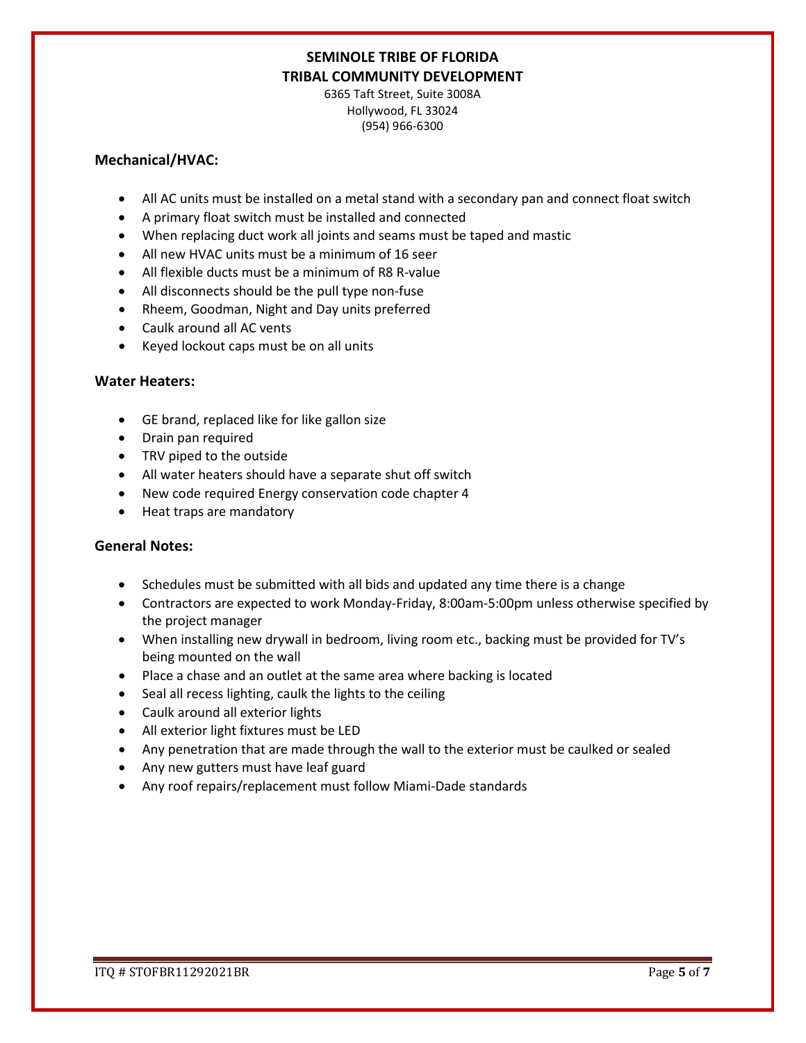**SEMINOLE TRIBE OF FLORIDA**
**TRIBAL COMMUNITY DEVELOPMENT**
6365 Taft Street, Suite 3008A
Hollywood, FL 33024
(954) 966-6300

### Mechanical/HVAC:

- All AC units must be installed on a metal stand with a secondary pan and connect float switch
- A primary float switch must be installed and connected
- When replacing duct work all joints and seams must be taped and mastic
- All new HVAC units must be a minimum of 16 seer
- All flexible ducts must be a minimum of R8 R-value
- All disconnects should be the pull type non-fuse
- Rheem, Goodman, Night and Day units preferred
- Caulk around all AC vents
- Keyed lockout caps must be on all units

### Water Heaters:

- GE brand, replaced like for like gallon size
- Drain pan required
- TRV piped to the outside
- All water heaters should have a separate shut off switch
- New code required Energy conservation code chapter 4
- Heat traps are mandatory

### General Notes:

- Schedules must be submitted with all bids and updated any time there is a change
- Contractors are expected to work Monday-Friday, 8:00am-5:00pm unless otherwise specified by the project manager
- When installing new drywall in bedroom, living room etc., backing must be provided for TV's being mounted on the wall
- Place a chase and an outlet at the same area where backing is located
- Seal all recess lighting, caulk the lights to the ceiling
- Caulk around all exterior lights
- All exterior light fixtures must be LED
- Any penetration that are made through the wall to the exterior must be caulked or sealed
- Any new gutters must have leaf guard
- Any roof repairs/replacement must follow Miami-Dade standards

ITQ # STOFBR11292021BR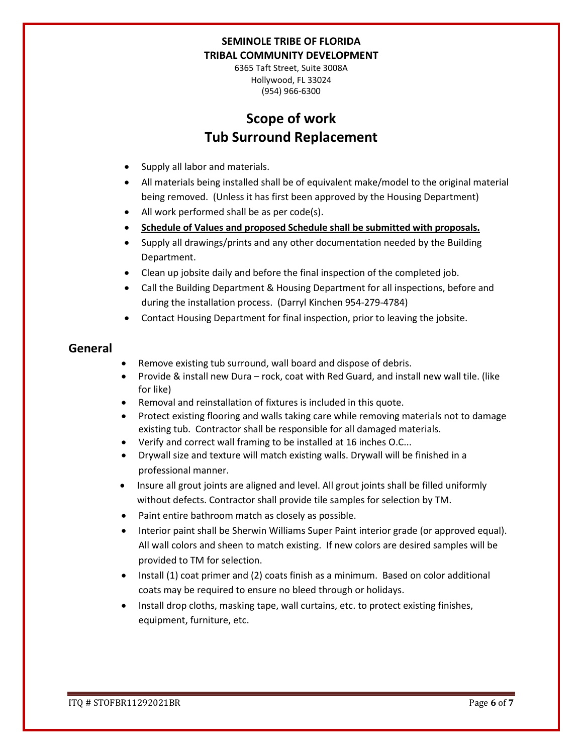**SEMINOLE TRIBE OF FLORIDA**
**TRIBAL COMMUNITY DEVELOPMENT**

6365 Taft Street, Suite 3008A
Hollywood, FL 33024
(954) 966-6300

# Scope of work
# Tub Surround Replacement

- Supply all labor and materials.
- All materials being installed shall be of equivalent make/model to the original material being removed. (Unless it has first been approved by the Housing Department)
- All work performed shall be as per code(s).
- **Schedule of Values and proposed Schedule shall be submitted with proposals.**
- Supply all drawings/prints and any other documentation needed by the Building Department.
- Clean up jobsite daily and before the final inspection of the completed job.
- Call the Building Department & Housing Department for all inspections, before and during the installation process. (Darryl Kinchen 954-279-4784)
- Contact Housing Department for final inspection, prior to leaving the jobsite.

## General

- Remove existing tub surround, wall board and dispose of debris.
- Provide & install new Dura – rock, coat with Red Guard, and install new wall tile. (like for like)
- Removal and reinstallation of fixtures is included in this quote.
- Protect existing flooring and walls taking care while removing materials not to damage existing tub. Contractor shall be responsible for all damaged materials.
- Verify and correct wall framing to be installed at 16 inches O.C...
- Drywall size and texture will match existing walls. Drywall will be finished in a professional manner.
- Insure all grout joints are aligned and level. All grout joints shall be filled uniformly without defects. Contractor shall provide tile samples for selection by TM.
- Paint entire bathroom match as closely as possible.
- Interior paint shall be Sherwin Williams Super Paint interior grade (or approved equal). All wall colors and sheen to match existing. If new colors are desired samples will be provided to TM for selection.
- Install (1) coat primer and (2) coats finish as a minimum. Based on color additional coats may be required to ensure no bleed through or holidays.
- Install drop cloths, masking tape, wall curtains, etc. to protect existing finishes, equipment, furniture, etc.

ITQ # STOFBR11292021BR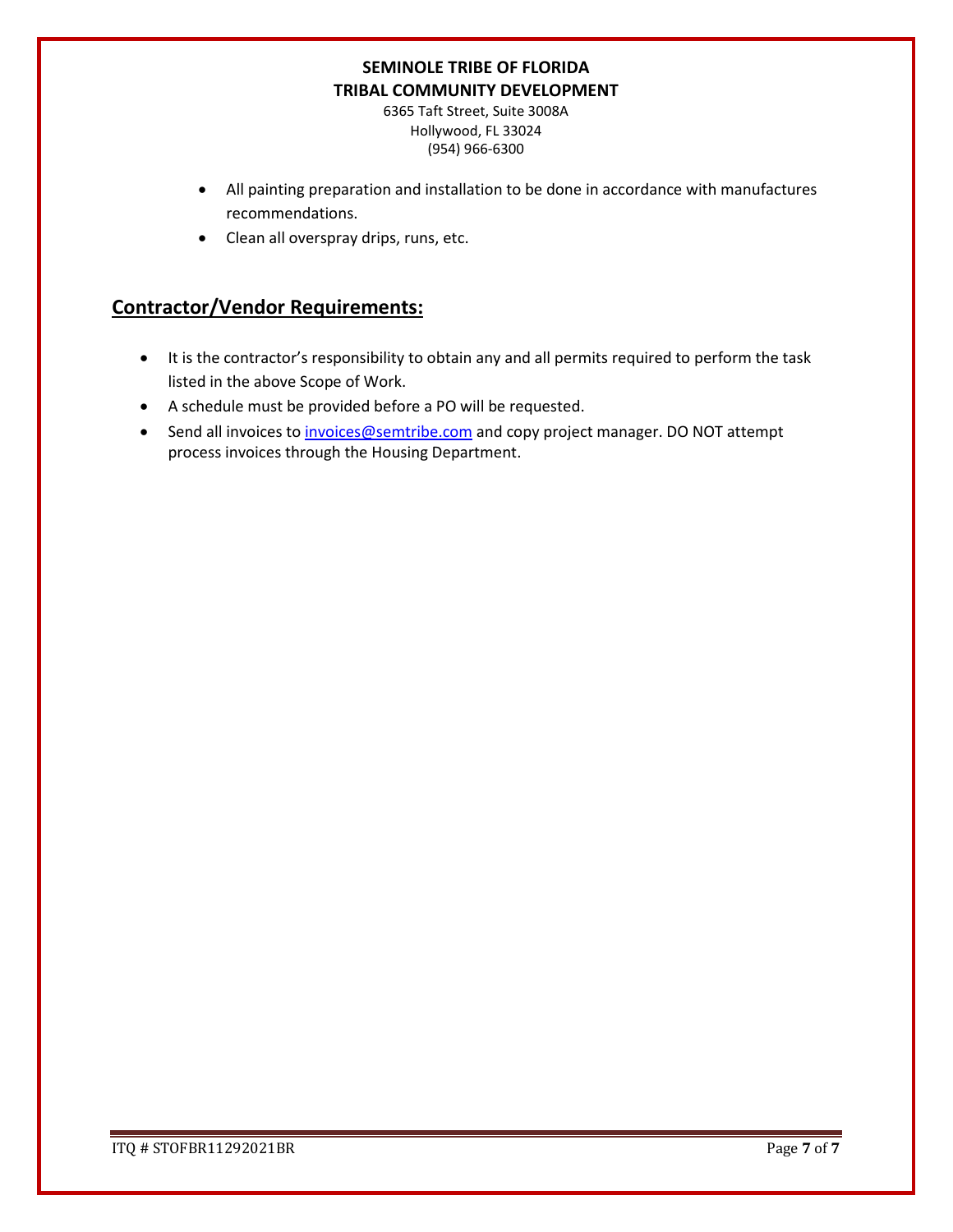- All painting preparation and installation to be done in accordance with manufactures recommendations.
- Clean all overspray drips, runs, etc.

## Contractor/Vendor Requirements:

- It is the contractor's responsibility to obtain any and all permits required to perform the task listed in the above Scope of Work.
- A schedule must be provided before a PO will be requested.
- Send all invoices to invoices@semtribe.com and copy project manager. DO NOT attempt process invoices through the Housing Department.